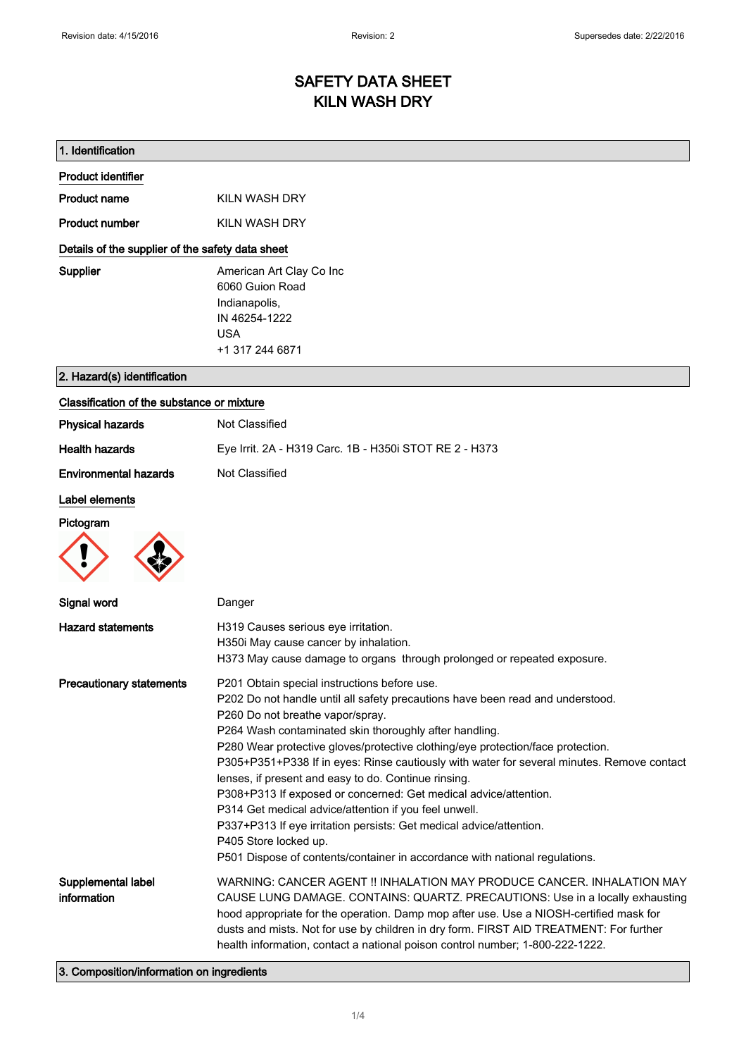# SAFETY DATA SHEET
# KILN WASH DRY

## 1. Identification

### Product identifier

**Product name** KILN WASH DRY

**Product number** KILN WASH DRY

### Details of the supplier of the safety data sheet

**Supplier** American Art Clay Co Inc
6060 Guion Road
Indianapolis,
IN 46254-1222
USA
+1 317 244 6871

## 2. Hazard(s) identification

### Classification of the substance or mixture

**Physical hazards** Not Classified

**Health hazards** Eye Irrit. 2A - H319 Carc. 1B - H350i STOT RE 2 - H373

**Environmental hazards** Not Classified

### Label elements

**Pictogram**

**Signal word** Danger

**Hazard statements**
H319 Causes serious eye irritation.
H350i May cause cancer by inhalation.
H373 May cause damage to organs through prolonged or repeated exposure.

**Precautionary statements**
P201 Obtain special instructions before use.
P202 Do not handle until all safety precautions have been read and understood.
P260 Do not breathe vapor/spray.
P264 Wash contaminated skin thoroughly after handling.
P280 Wear protective gloves/protective clothing/eye protection/face protection.
P305+P351+P338 If in eyes: Rinse cautiously with water for several minutes. Remove contact lenses, if present and easy to do. Continue rinsing.
P308+P313 If exposed or concerned: Get medical advice/attention.
P314 Get medical advice/attention if you feel unwell.
P337+P313 If eye irritation persists: Get medical advice/attention.
P405 Store locked up.
P501 Dispose of contents/container in accordance with national regulations.

**Supplemental label information**
WARNING: CANCER AGENT !! INHALATION MAY PRODUCE CANCER. INHALATION MAY CAUSE LUNG DAMAGE. CONTAINS: QUARTZ. PRECAUTIONS: Use in a locally exhausting hood appropriate for the operation. Damp mop after use. Use a NIOSH-certified mask for dusts and mists. Not for use by children in dry form. FIRST AID TREATMENT: For further health information, contact a national poison control number; 1-800-222-1222.

## 3. Composition/information on ingredients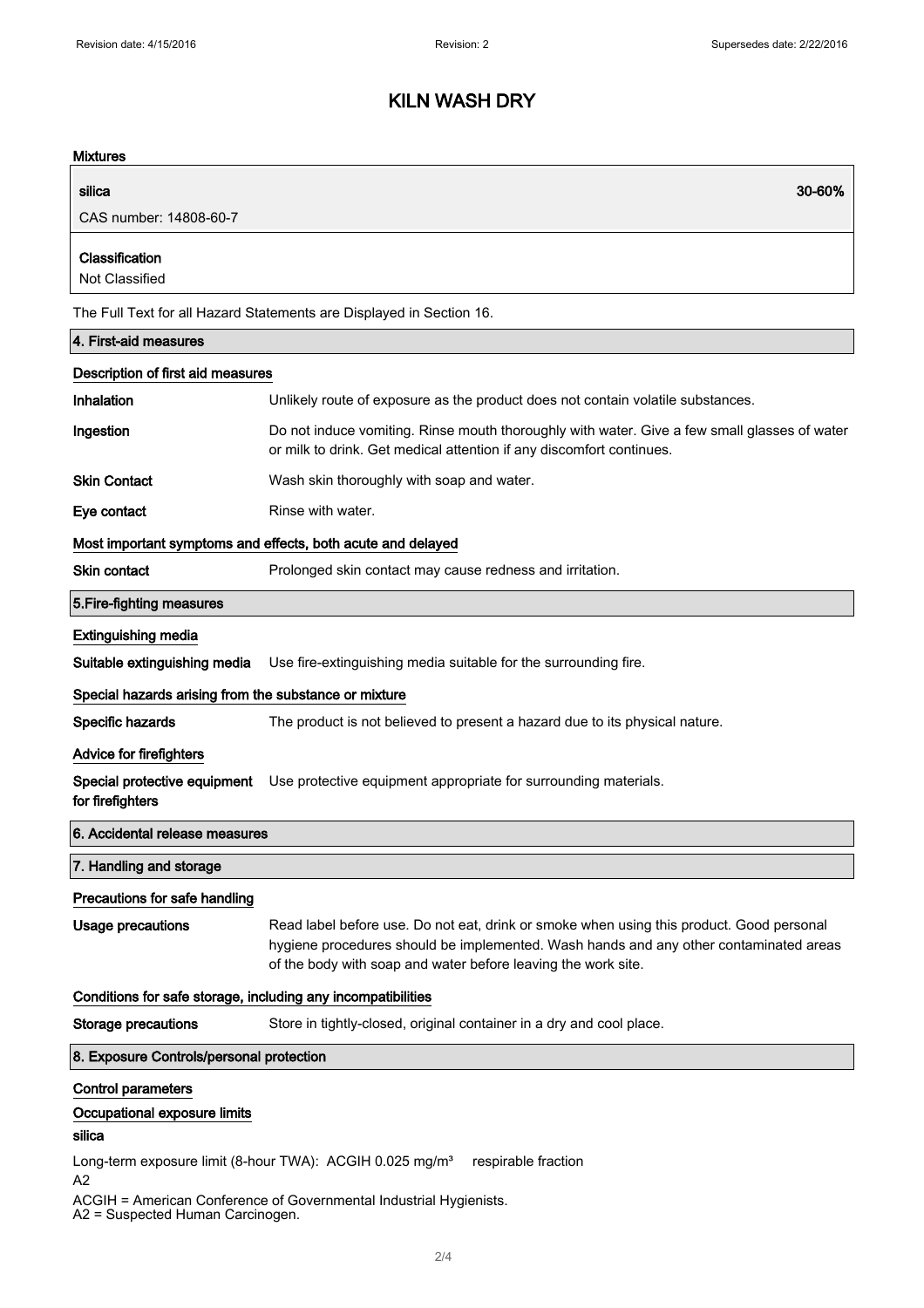# KILN WASH DRY

## Mixtures

| silica | 30-60% |
|---|---|
| CAS number: 14808-60-7 | |

**Classification**

Not Classified

The Full Text for all Hazard Statements are Displayed in Section 16.

## 4. First-aid measures

### Description of first aid measures

**Inhalation** Unlikely route of exposure as the product does not contain volatile substances.

**Ingestion** Do not induce vomiting. Rinse mouth thoroughly with water. Give a few small glasses of water or milk to drink. Get medical attention if any discomfort continues.

**Skin Contact** Wash skin thoroughly with soap and water.

**Eye contact** Rinse with water.

### Most important symptoms and effects, both acute and delayed

**Skin contact** Prolonged skin contact may cause redness and irritation.

## 5.Fire-fighting measures

### Extinguishing media

**Suitable extinguishing media** Use fire-extinguishing media suitable for the surrounding fire.

### Special hazards arising from the substance or mixture

**Specific hazards** The product is not believed to present a hazard due to its physical nature.

### Advice for firefighters

**Special protective equipment for firefighters** Use protective equipment appropriate for surrounding materials.

## 6. Accidental release measures

## 7. Handling and storage

### Precautions for safe handling

**Usage precautions** Read label before use. Do not eat, drink or smoke when using this product. Good personal hygiene procedures should be implemented. Wash hands and any other contaminated areas of the body with soap and water before leaving the work site.

### Conditions for safe storage, including any incompatibilities

**Storage precautions** Store in tightly-closed, original container in a dry and cool place.

## 8. Exposure Controls/personal protection

### Control parameters

### Occupational exposure limits

**silica**

Long-term exposure limit (8-hour TWA): ACGIH 0.025 mg/m³ respirable fraction

A2

ACGIH = American Conference of Governmental Industrial Hygienists.

A2 = Suspected Human Carcinogen.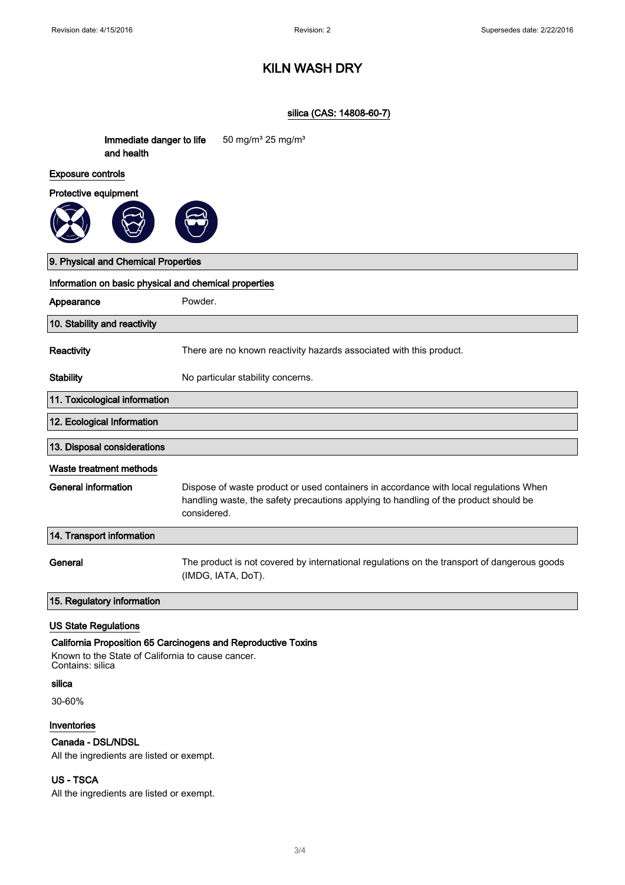# KILN WASH DRY

silica (CAS: 14808-60-7)

**Immediate danger to life and health** 50 mg/m³ 25 mg/m³

**Exposure controls**

**Protective equipment**

## 9. Physical and Chemical Properties

**Information on basic physical and chemical properties**

| | |
|---|---|
| **Appearance** | Powder. |

## 10. Stability and reactivity

| | |
|---|---|
| **Reactivity** | There are no known reactivity hazards associated with this product. |
| **Stability** | No particular stability concerns. |

## 11. Toxicological information

## 12. Ecological Information

## 13. Disposal considerations

**Waste treatment methods**

| | |
|---|---|
| **General information** | Dispose of waste product or used containers in accordance with local regulations When handling waste, the safety precautions applying to handling of the product should be considered. |

## 14. Transport information

| | |
|---|---|
| **General** | The product is not covered by international regulations on the transport of dangerous goods (IMDG, IATA, DoT). |

## 15. Regulatory information

**US State Regulations**

**California Proposition 65 Carcinogens and Reproductive Toxins**

Known to the State of California to cause cancer.
Contains: silica

**silica**

30-60%

**Inventories**

**Canada - DSL/NDSL**

All the ingredients are listed or exempt.

**US - TSCA**

All the ingredients are listed or exempt.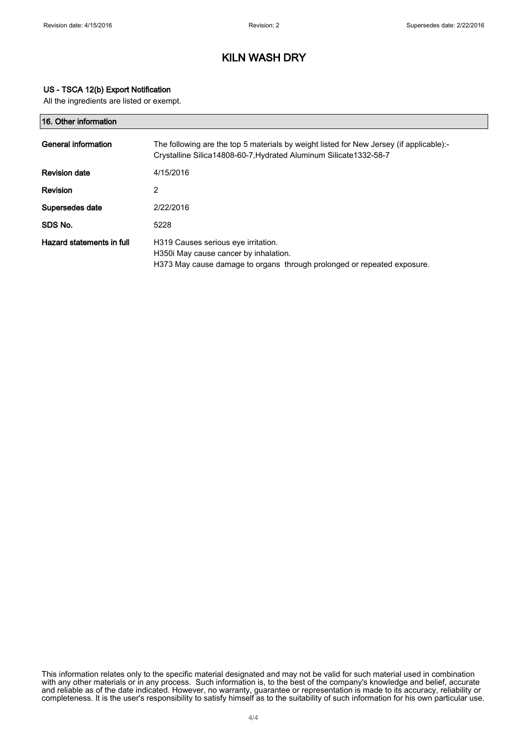# KILN WASH DRY

### US - TSCA 12(b) Export Notification

All the ingredients are listed or exempt.

## 16. Other information

| | |
|---|---|
| **General information** | The following are the top 5 materials by weight listed for New Jersey (if applicable):- Crystalline Silica14808-60-7,Hydrated Aluminum Silicate1332-58-7 |
| **Revision date** | 4/15/2016 |
| **Revision** | 2 |
| **Supersedes date** | 2/22/2016 |
| **SDS No.** | 5228 |
| **Hazard statements in full** | H319 Causes serious eye irritation.<br>H350i May cause cancer by inhalation.<br>H373 May cause damage to organs through prolonged or repeated exposure. |

This information relates only to the specific material designated and may not be valid for such material used in combination with any other materials or in any process. Such information is, to the best of the company's knowledge and belief, accurate and reliable as of the date indicated. However, no warranty, guarantee or representation is made to its accuracy, reliability or completeness. It is the user's responsibility to satisfy himself as to the suitability of such information for his own particular use.